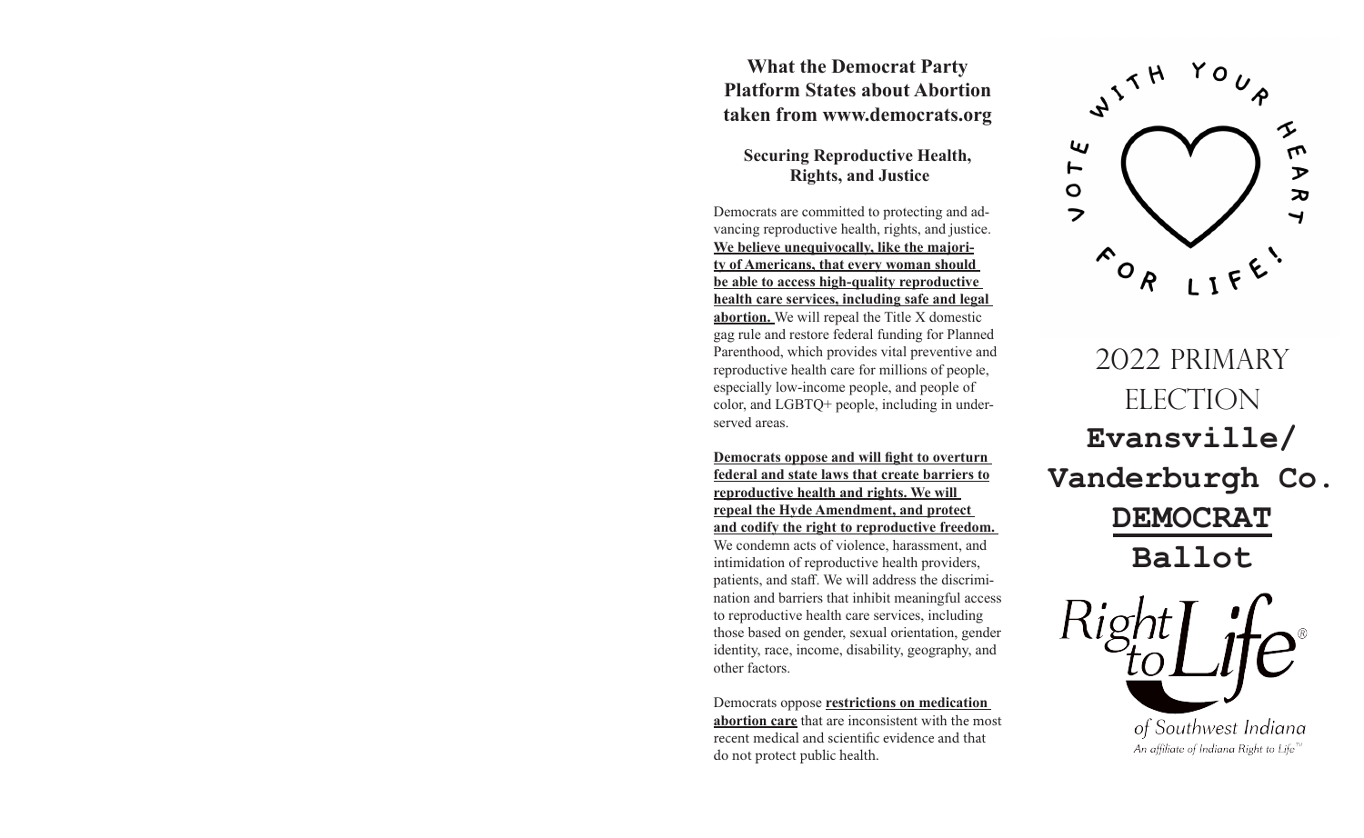## What the Democrat Party Platform States about Abortion taken from www.democrats.org

### Securing Reproductive Health, Rights, and Justice

Democrats are committed to protecting and advancing reproductive health, rights, and justice. **We believe unequivocally, like the majority of Americans, that every woman should be able to access high-quality reproductive health care services, including safe and legal abortion.** We will repeal the Title X domestic gag rule and restore federal funding for Planned Parenthood, which provides vital preventive and reproductive health care for millions of people, especially low-income people, and people of color, and LGBTQ+ people, including in underserved areas.

**Democrats oppose and will fight to overturn federal and state laws that create barriers to reproductive health and rights. We will repeal the Hyde Amendment, and protect and codify the right to reproductive freedom.** We condemn acts of violence, harassment, and intimidation of reproductive health providers, patients, and staff. We will address the discrimination and barriers that inhibit meaningful access to reproductive health care services, including those based on gender, sexual orientation, gender identity, race, income, disability, geography, and other factors.

Democrats oppose **restrictions on medication abortion care** that are inconsistent with the most recent medical and scientific evidence and that do not protect public health.

VOTE WITH YOUR HEART FOR LIFE!

# 2022 PRIMARY ELECTION

# Evansville/ Vanderburgh Co. DEMOCRAT Ballot

Right to Life®

of Southwest Indiana

*An affiliate of Indiana Right to Life™*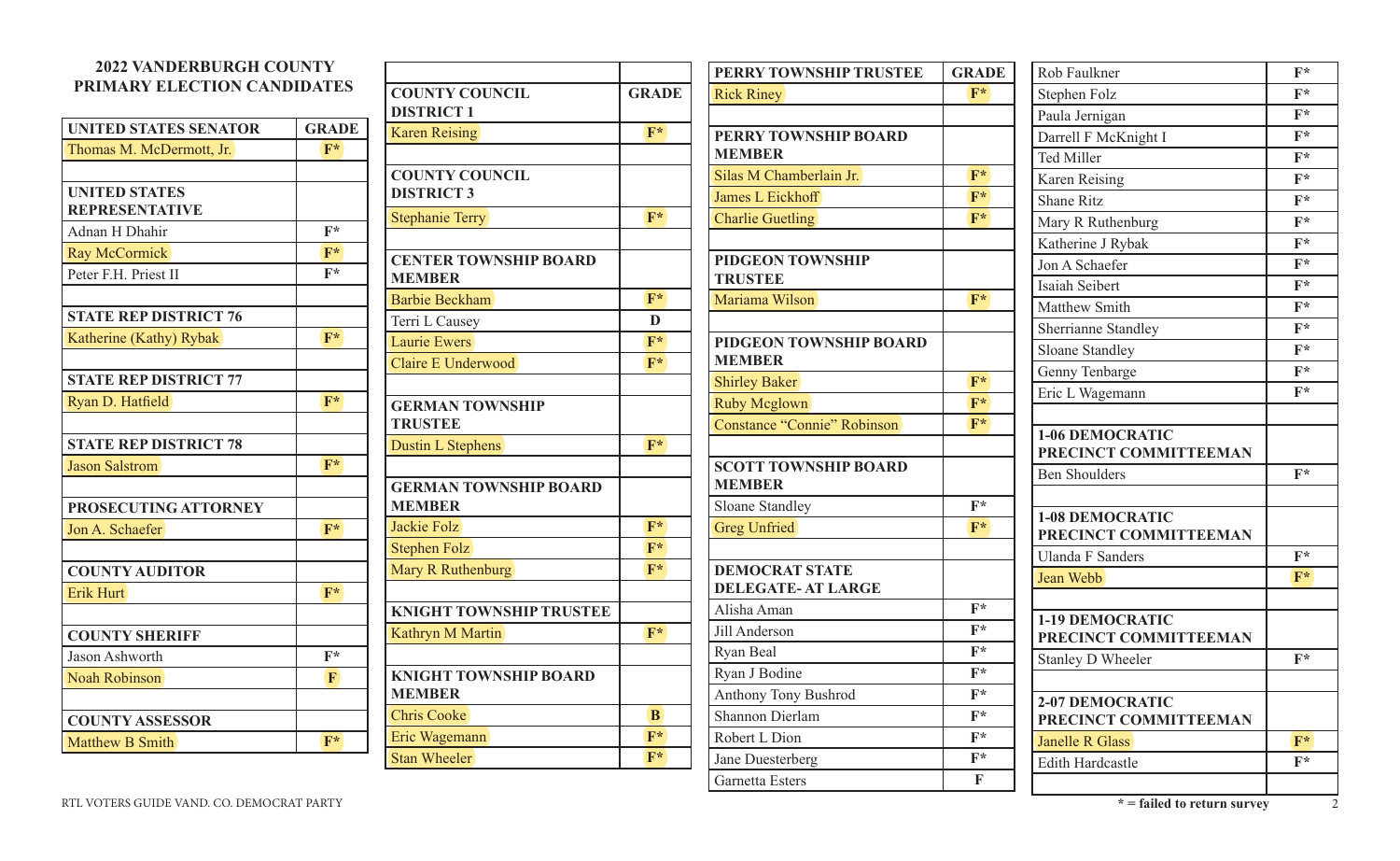## 2022 VANDERBURGH COUNTY PRIMARY ELECTION CANDIDATES

| UNITED STATES SENATOR | GRADE |
|---|---|
| Thomas M. McDermott, Jr. | F* |
| | |
| **UNITED STATES REPRESENTATIVE** | |
| Adnan H Dhahir | F* |
| Ray McCormick | F* |
| Peter F.H. Priest II | F* |
| | |
| **STATE REP DISTRICT 76** | |
| Katherine (Kathy) Rybak | F* |
| | |
| **STATE REP DISTRICT 77** | |
| Ryan D. Hatfield | F* |
| | |
| **STATE REP DISTRICT 78** | |
| Jason Salstrom | F* |
| | |
| **PROSECUTING ATTORNEY** | |
| Jon A. Schaefer | F* |
| | |
| **COUNTY AUDITOR** | |
| Erik Hurt | F* |
| | |
| **COUNTY SHERIFF** | |
| Jason Ashworth | F* |
| Noah Robinson | F |
| | |
| **COUNTY ASSESSOR** | |
| Matthew B Smith | F* |

| COUNTY COUNCIL DISTRICT 1 | GRADE |
|---|---|
| Karen Reising | F* |
| | |
| **COUNTY COUNCIL DISTRICT 3** | |
| Stephanie Terry | F* |
| | |
| **CENTER TOWNSHIP BOARD MEMBER** | |
| Barbie Beckham | F* |
| Terri L Causey | D |
| Laurie Ewers | F* |
| Claire E Underwood | F* |
| | |
| **GERMAN TOWNSHIP TRUSTEE** | |
| Dustin L Stephens | F* |
| | |
| **GERMAN TOWNSHIP BOARD MEMBER** | |
| Jackie Folz | F* |
| Stephen Folz | F* |
| Mary R Ruthenburg | F* |
| | |
| **KNIGHT TOWNSHIP TRUSTEE** | |
| Kathryn M Martin | F* |
| | |
| **KNIGHT TOWNSHIP BOARD MEMBER** | |
| Chris Cooke | B |
| Eric Wagemann | F* |
| Stan Wheeler | F* |

| PERRY TOWNSHIP TRUSTEE | GRADE |
|---|---|
| Rick Riney | F* |
| | |
| **PERRY TOWNSHIP BOARD MEMBER** | |
| Silas M Chamberlain Jr. | F* |
| James L Eickhoff | F* |
| Charlie Guetling | F* |
| | |
| **PIDGEON TOWNSHIP TRUSTEE** | |
| Mariama Wilson | F* |
| | |
| **PIDGEON TOWNSHIP BOARD MEMBER** | |
| Shirley Baker | F* |
| Ruby Mcglown | F* |
| Constance "Connie" Robinson | F* |
| | |
| **SCOTT TOWNSHIP BOARD MEMBER** | |
| Sloane Standley | F* |
| Greg Unfried | F* |
| | |
| **DEMOCRAT STATE DELEGATE- AT LARGE** | |
| Alisha Aman | F* |
| Jill Anderson | F* |
| Ryan Beal | F* |
| Ryan J Bodine | F* |
| Anthony Tony Bushrod | F* |
| Shannon Dierlam | F* |
| Robert L Dion | F* |
| Jane Duesterberg | F* |
| Garnetta Esters | F |
| Rob Faulkner | F* |
| Stephen Folz | F* |
| Paula Jernigan | F* |
| Darrell F McKnight I | F* |
| Ted Miller | F* |
| Karen Reising | F* |
| Shane Ritz | F* |
| Mary R Ruthenburg | F* |
| Katherine J Rybak | F* |
| Jon A Schaefer | F* |
| Isaiah Seibert | F* |
| Matthew Smith | F* |
| Sherrianne Standley | F* |
| Sloane Standley | F* |
| Genny Tenbarge | F* |
| Eric L Wagemann | F* |
| | |
| **1-06 DEMOCRATIC PRECINCT COMMITTEEMAN** | |
| Ben Shoulders | F* |
| | |
| **1-08 DEMOCRATIC PRECINCT COMMITTEEMAN** | |
| Ulanda F Sanders | F* |
| Jean Webb | F* |
| | |
| **1-19 DEMOCRATIC PRECINCT COMMITTEEMAN** | |
| Stanley D Wheeler | F* |
| | |
| **2-07 DEMOCRATIC PRECINCT COMMITTEEMAN** | |
| Janelle R Glass | F* |
| Edith Hardcastle | F* |

**\* = failed to return survey**

RTL VOTERS GUIDE VAND. CO. DEMOCRAT PARTY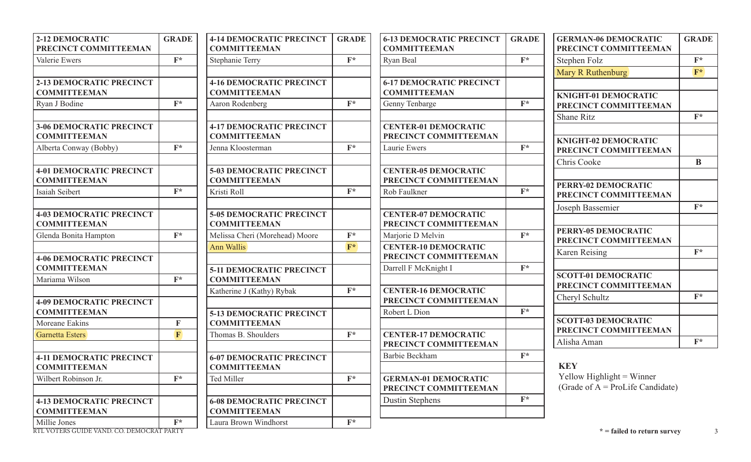| 2-12 DEMOCRATIC PRECINCT COMMITTEEMAN | GRADE |
| --- | --- |
| Valerie Ewers | F* |

| 2-13 DEMOCRATIC PRECINCT COMMITTEEMAN | |
| --- | --- |
| Ryan J Bodine | F* |

| 3-06 DEMOCRATIC PRECINCT COMMITTEEMAN | |
| --- | --- |
| Alberta Conway (Bobby) | F* |

| 4-01 DEMOCRATIC PRECINCT COMMITTEEMAN | |
| --- | --- |
| Isaiah Seibert | F* |

| 4-03 DEMOCRATIC PRECINCT COMMITTEEMAN | |
| --- | --- |
| Glenda Bonita Hampton | F* |

| 4-06 DEMOCRATIC PRECINCT COMMITTEEMAN | |
| --- | --- |
| Mariama Wilson | F* |

| 4-09 DEMOCRATIC PRECINCT COMMITTEEMAN | |
| --- | --- |
| Moreane Eakins | F |
| Garnetta Esters | F |

| 4-11 DEMOCRATIC PRECINCT COMMITTEEMAN | |
| --- | --- |
| Wilbert Robinson Jr. | F* |

| 4-13 DEMOCRATIC PRECINCT COMMITTEEMAN | |
| --- | --- |
| Millie Jones | F* |

| 4-14 DEMOCRATIC PRECINCT COMMITTEEMAN | GRADE |
| --- | --- |
| Stephanie Terry | F* |

| 4-16 DEMOCRATIC PRECINCT COMMITTEEMAN | |
| --- | --- |
| Aaron Rodenberg | F* |

| 4-17 DEMOCRATIC PRECINCT COMMITTEEMAN | |
| --- | --- |
| Jenna Kloosterman | F* |

| 5-03 DEMOCRATIC PRECINCT COMMITTEEMAN | |
| --- | --- |
| Kristi Roll | F* |

| 5-05 DEMOCRATIC PRECINCT COMMITTEEMAN | |
| --- | --- |
| Melissa Cheri (Morehead) Moore | F* |
| Ann Wallis | F* |

| 5-11 DEMOCRATIC PRECINCT COMMITTEEMAN | |
| --- | --- |
| Katherine J (Kathy) Rybak | F* |

| 5-13 DEMOCRATIC PRECINCT COMMITTEEMAN | |
| --- | --- |
| Thomas B. Shoulders | F* |

| 6-07 DEMOCRATIC PRECINCT COMMITTEEMAN | |
| --- | --- |
| Ted Miller | F* |

| 6-08 DEMOCRATIC PRECINCT COMMITTEEMAN | |
| --- | --- |
| Laura Brown Windhorst | F* |

| 6-13 DEMOCRATIC PRECINCT COMMITTEEMAN | GRADE |
| --- | --- |
| Ryan Beal | F* |

| 6-17 DEMOCRATIC PRECINCT COMMITTEEMAN | |
| --- | --- |
| Genny Tenbarge | F* |

| CENTER-01 DEMOCRATIC PRECINCT COMMITTEEMAN | |
| --- | --- |
| Laurie Ewers | F* |

| CENTER-05 DEMOCRATIC PRECINCT COMMITTEEMAN | |
| --- | --- |
| Rob Faulkner | F* |

| CENTER-07 DEMOCRATIC PRECINCT COMMITTEEMAN | |
| --- | --- |
| Marjorie D Melvin | F* |

| CENTER-10 DEMOCRATIC PRECINCT COMMITTEEMAN | |
| --- | --- |
| Darrell F McKnight I | F* |

| CENTER-16 DEMOCRATIC PRECINCT COMMITTEEMAN | |
| --- | --- |
| Robert L Dion | F* |

| CENTER-17 DEMOCRATIC PRECINCT COMMITTEEMAN | |
| --- | --- |
| Barbie Beckham | F* |

| GERMAN-01 DEMOCRATIC PRECINCT COMMITTEEMAN | |
| --- | --- |
| Dustin Stephens | F* |

| GERMAN-06 DEMOCRATIC PRECINCT COMMITTEEMAN | GRADE |
| --- | --- |
| Stephen Folz | F* |
| Mary R Ruthenburg | F* |

| KNIGHT-01 DEMOCRATIC PRECINCT COMMITTEEMAN | |
| --- | --- |
| Shane Ritz | F* |

| KNIGHT-02 DEMOCRATIC PRECINCT COMMITTEEMAN | |
| --- | --- |
| Chris Cooke | B |

| PERRY-02 DEMOCRATIC PRECINCT COMMITTEEMAN | |
| --- | --- |
| Joseph Bassemier | F* |

| PERRY-05 DEMOCRATIC PRECINCT COMMITTEEMAN | |
| --- | --- |
| Karen Reising | F* |

| SCOTT-01 DEMOCRATIC PRECINCT COMMITTEEMAN | |
| --- | --- |
| Cheryl Schultz | F* |

| SCOTT-03 DEMOCRATIC PRECINCT COMMITTEEMAN | |
| --- | --- |
| Alisha Aman | F* |

**KEY**
Yellow Highlight = Winner
(Grade of A = ProLife Candidate)

RTL VOTERS GUIDE VAND. CO. DEMOCRAT PARTY

**\* = failed to return survey**